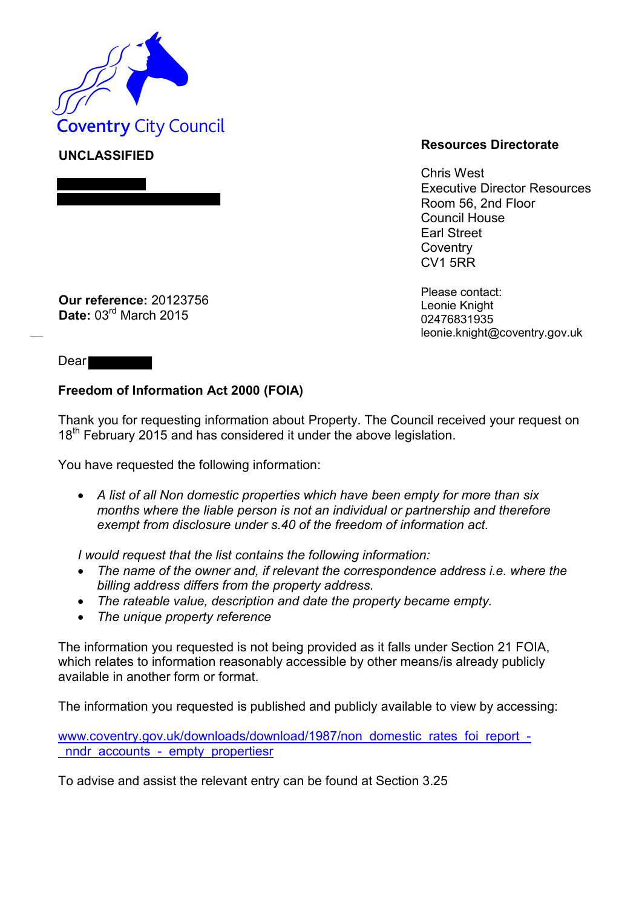Coventry City Council

**UNCLASSIFIED**

**Resources Directorate**

Chris West
Executive Director Resources
Room 56, 2nd Floor
Council House
Earl Street
Coventry
CV1 5RR

Please contact:
Leonie Knight
02476831935
leonie.knight@coventry.gov.uk

**Our reference:** 20123756
**Date:** 03rd March 2015

Dear

**Freedom of Information Act 2000 (FOIA)**

Thank you for requesting information about Property. The Council received your request on 18th February 2015 and has considered it under the above legislation.

You have requested the following information:

- *A list of all Non domestic properties which have been empty for more than six months where the liable person is not an individual or partnership and therefore exempt from disclosure under s.40 of the freedom of information act.*

*I would request that the list contains the following information:*

- *The name of the owner and, if relevant the correspondence address i.e. where the billing address differs from the property address.*
- *The rateable value, description and date the property became empty.*
- *The unique property reference*

The information you requested is not being provided as it falls under Section 21 FOIA, which relates to information reasonably accessible by other means/is already publicly available in another form or format.

The information you requested is published and publicly available to view by accessing:

www.coventry.gov.uk/downloads/download/1987/non_domestic_rates_foi_report_-_nndr_accounts_-_empty_propertiesr

To advise and assist the relevant entry can be found at Section 3.25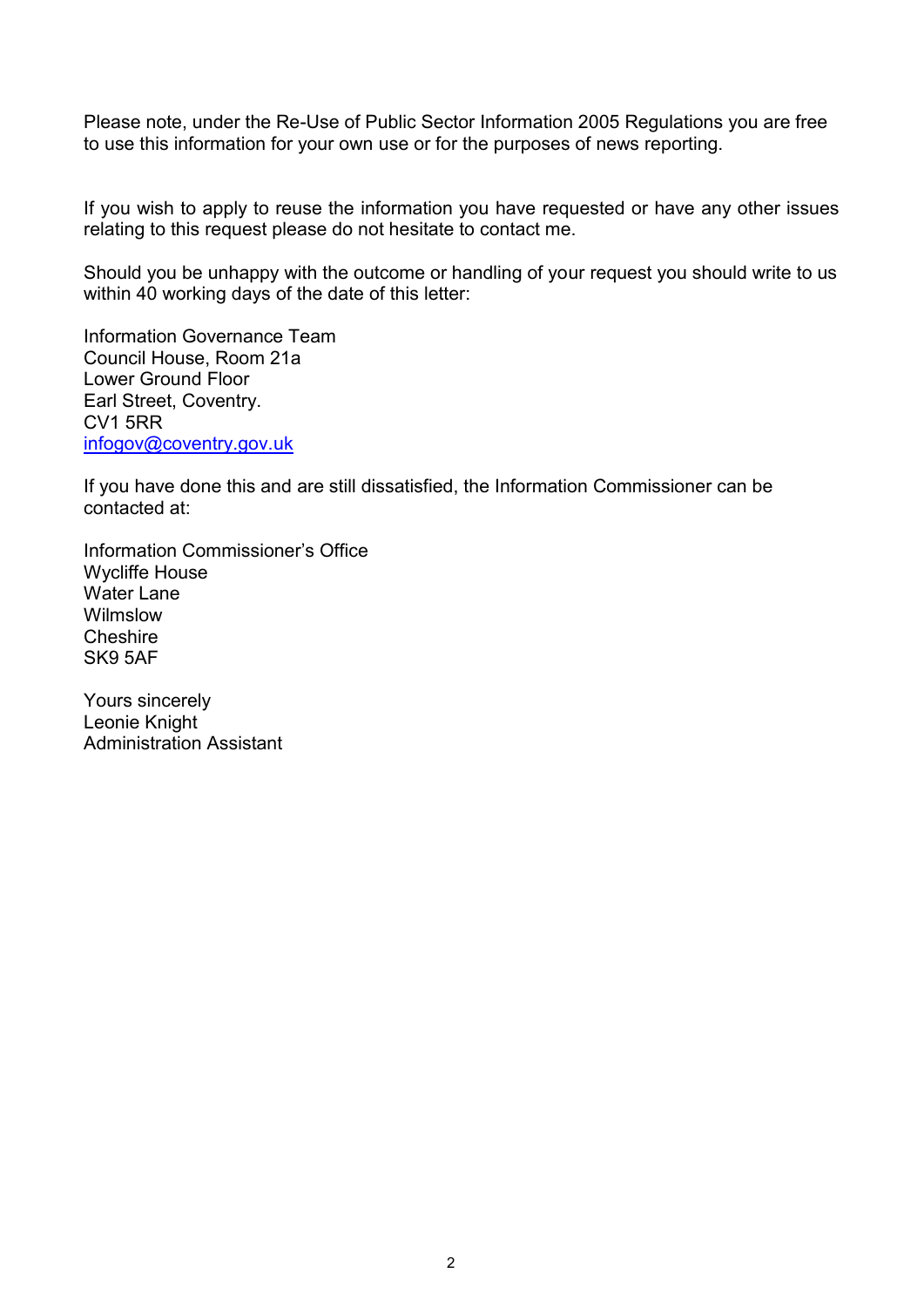Please note, under the Re-Use of Public Sector Information 2005 Regulations you are free to use this information for your own use or for the purposes of news reporting.

If you wish to apply to reuse the information you have requested or have any other issues relating to this request please do not hesitate to contact me.

Should you be unhappy with the outcome or handling of your request you should write to us within 40 working days of the date of this letter:

Information Governance Team  
Council House, Room 21a  
Lower Ground Floor  
Earl Street, Coventry.  
CV1 5RR  
infogov@coventry.gov.uk

If you have done this and are still dissatisfied, the Information Commissioner can be contacted at:

Information Commissioner's Office  
Wycliffe House  
Water Lane  
Wilmslow  
Cheshire  
SK9 5AF

Yours sincerely  
Leonie Knight  
Administration Assistant